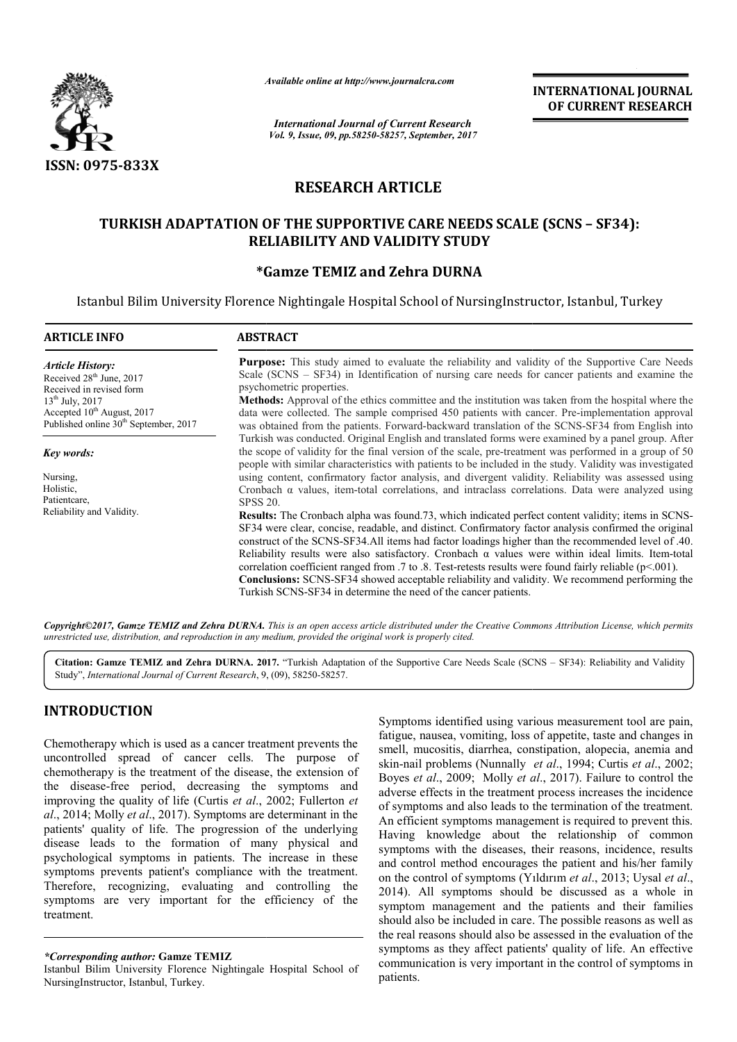# RESEARCH ARTICLE

## TURKISH ADAPTATION OF THE SUPPORTIVE CARE NEEDS SCALE (SCNS – SF34): RELIABILITY AND VALIDITY STUDY

**\*Gamze TEMIZ and Zehra DURNA**

Istanbul Bilim University Florence Nightingale Hospital School of NursingInstructor, Istanbul, Turkey

### ARTICLE INFO

*Article History:*

Received 28th June, 2017
Received in revised form 13th July, 2017
Accepted 10th August, 2017
Published online 30th September, 2017

*Key words:*

Nursing,
Holistic,
Patientcare,
Reliability and Validity.

### ABSTRACT

**Purpose:** This study aimed to evaluate the reliability and validity of the Supportive Care Needs Scale (SCNS – SF34) in Identification of nursing care needs for cancer patients and examine the psychometric properties.

**Methods:** Approval of the ethics committee and the institution was taken from the hospital where the data were collected. The sample comprised 450 patients with cancer. Pre-implementation approval was obtained from the patients. Forward-backward translation of the SCNS-SF34 from English into Turkish was conducted. Original English and translated forms were examined by a panel group. After the scope of validity for the final version of the scale, pre-treatment was performed in a group of 50 people with similar characteristics with patients to be included in the study. Validity was investigated using content, confirmatory factor analysis, and divergent validity. Reliability was assessed using Cronbach α values, item-total correlations, and intraclass correlations. Data were analyzed using SPSS 20.

**Results:** The Cronbach alpha was found.73, which indicated perfect content validity; items in SCNS-SF34 were clear, concise, readable, and distinct. Confirmatory factor analysis confirmed the original construct of the SCNS-SF34.All items had factor loadings higher than the recommended level of .40. Reliability results were also satisfactory. Cronbach α values were within ideal limits. Item-total correlation coefficient ranged from .7 to .8. Test-retests results were found fairly reliable ($p<.001$).

**Conclusions:** SCNS-SF34 showed acceptable reliability and validity. We recommend performing the Turkish SCNS-SF34 in determine the need of the cancer patients.

*Copyright©2017, Gamze TEMIZ and Zehra DURNA. This is an open access article distributed under the Creative Commons Attribution License, which permits unrestricted use, distribution, and reproduction in any medium, provided the original work is properly cited.*

**Citation: Gamze TEMIZ and Zehra DURNA. 2017.** "Turkish Adaptation of the Supportive Care Needs Scale (SCNS – SF34): Reliability and Validity Study", *International Journal of Current Research*, 9, (09), 58250-58257.

## INTRODUCTION

Chemotherapy which is used as a cancer treatment prevents the uncontrolled spread of cancer cells. The purpose of chemotherapy is the treatment of the disease, the extension of the disease-free period, decreasing the symptoms and improving the quality of life (Curtis *et al*., 2002; Fullerton *et al*., 2014; Molly *et al*., 2017). Symptoms are determinant in the patients' quality of life. The progression of the underlying disease leads to the formation of many physical and psychological symptoms in patients. The increase in these symptoms prevents patient's compliance with the treatment. Therefore, recognizing, evaluating and controlling the symptoms are very important for the efficiency of the treatment.

Symptoms identified using various measurement tool are pain, fatigue, nausea, vomiting, loss of appetite, taste and changes in smell, mucositis, diarrhea, constipation, alopecia, anemia and skin-nail problems (Nunnally *et al*., 1994; Curtis *et al*., 2002; Boyes *et al*., 2009; Molly *et al*., 2017). Failure to control the adverse effects in the treatment process increases the incidence of symptoms and also leads to the termination of the treatment. An efficient symptoms management is required to prevent this. Having knowledge about the relationship of common symptoms with the diseases, their reasons, incidence, results and control method encourages the patient and his/her family on the control of symptoms (Yıldırım *et al*., 2013; Uysal *et al*., 2014). All symptoms should be discussed as a whole in symptom management and the patients and their families should also be included in care. The possible reasons as well as the real reasons should also be assessed in the evaluation of the symptoms as they affect patients' quality of life. An effective communication is very important in the control of symptoms in patients.

*\*Corresponding author:* **Gamze TEMIZ**
Istanbul Bilim University Florence Nightingale Hospital School of NursingInstructor, Istanbul, Turkey.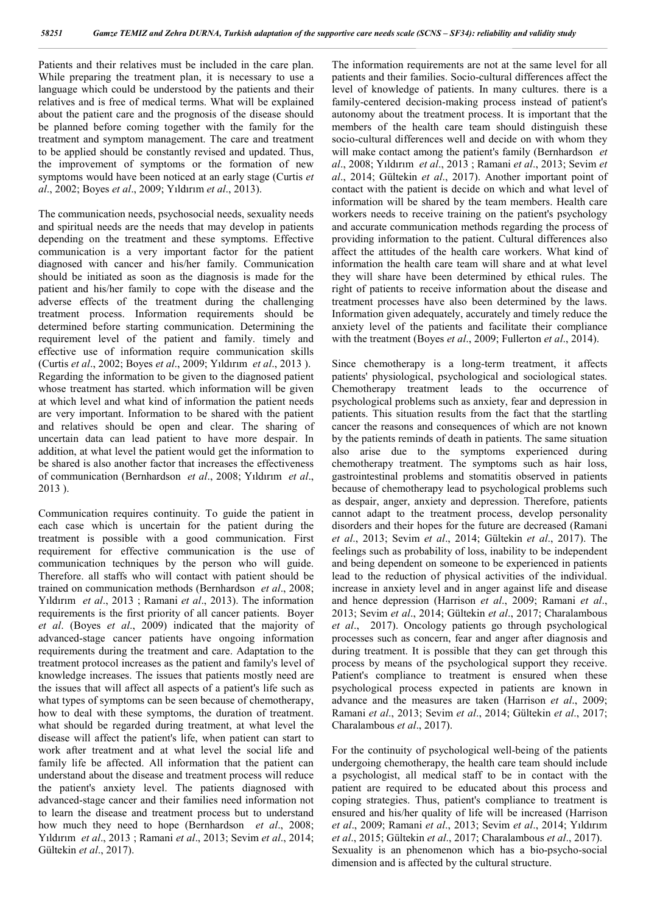Patients and their relatives must be included in the care plan. While preparing the treatment plan, it is necessary to use a language which could be understood by the patients and their relatives and is free of medical terms. What will be explained about the patient care and the prognosis of the disease should be planned before coming together with the family for the treatment and symptom management. The care and treatment to be applied should be constantly revised and updated. Thus, the improvement of symptoms or the formation of new symptoms would have been noticed at an early stage (Curtis *et al*., 2002; Boyes *et al*., 2009; Yıldırım *et al*., 2013).

The communication needs, psychosocial needs, sexuality needs and spiritual needs are the needs that may develop in patients depending on the treatment and these symptoms. Effective communication is a very important factor for the patient diagnosed with cancer and his/her family. Communication should be initiated as soon as the diagnosis is made for the patient and his/her family to cope with the disease and the adverse effects of the treatment during the challenging treatment process. Information requirements should be determined before starting communication. Determining the requirement level of the patient and family. timely and effective use of information require communication skills (Curtis *et al*., 2002; Boyes *et al*., 2009; Yıldırım *et al*., 2013 ). Regarding the information to be given to the diagnosed patient whose treatment has started. which information will be given at which level and what kind of information the patient needs are very important. Information to be shared with the patient and relatives should be open and clear. The sharing of uncertain data can lead patient to have more despair. In addition, at what level the patient would get the information to be shared is also another factor that increases the effectiveness of communication (Bernhardson *et al*., 2008; Yıldırım *et al*., 2013 ).

Communication requires continuity. To guide the patient in each case which is uncertain for the patient during the treatment is possible with a good communication. First requirement for effective communication is the use of communication techniques by the person who will guide. Therefore. all staffs who will contact with patient should be trained on communication methods (Bernhardson *et al*., 2008; Yıldırım *et al*., 2013 ; Ramani *et al*., 2013). The information requirements is the first priority of all cancer patients. Boyer *et al*. (Boyes *et al*., 2009) indicated that the majority of advanced-stage cancer patients have ongoing information requirements during the treatment and care. Adaptation to the treatment protocol increases as the patient and family's level of knowledge increases. The issues that patients mostly need are the issues that will affect all aspects of a patient's life such as what types of symptoms can be seen because of chemotherapy, how to deal with these symptoms, the duration of treatment. what should be regarded during treatment, at what level the disease will affect the patient's life, when patient can start to work after treatment and at what level the social life and family life be affected. All information that the patient can understand about the disease and treatment process will reduce the patient's anxiety level. The patients diagnosed with advanced-stage cancer and their families need information not to learn the disease and treatment process but to understand how much they need to hope (Bernhardson *et al*., 2008; Yıldırım *et al*., 2013 ; Ramani *et al*., 2013; Sevim *et al*., 2014; Gültekin *et al*., 2017).

The information requirements are not at the same level for all patients and their families. Socio-cultural differences affect the level of knowledge of patients. In many cultures. there is a family-centered decision-making process instead of patient's autonomy about the treatment process. It is important that the members of the health care team should distinguish these socio-cultural differences well and decide on with whom they will make contact among the patient's family (Bernhardson *et al*., 2008; Yıldırım *et al*., 2013 ; Ramani *et al*., 2013; Sevim *et al*., 2014; Gültekin *et al*., 2017). Another important point of contact with the patient is decide on which and what level of information will be shared by the team members. Health care workers needs to receive training on the patient's psychology and accurate communication methods regarding the process of providing information to the patient. Cultural differences also affect the attitudes of the health care workers. What kind of information the health care team will share and at what level they will share have been determined by ethical rules. The right of patients to receive information about the disease and treatment processes have also been determined by the laws. Information given adequately, accurately and timely reduce the anxiety level of the patients and facilitate their compliance with the treatment (Boyes *et al*., 2009; Fullerton *et al*., 2014).

Since chemotherapy is a long-term treatment, it affects patients' physiological, psychological and sociological states. Chemotherapy treatment leads to the occurrence of psychological problems such as anxiety, fear and depression in patients. This situation results from the fact that the startling cancer the reasons and consequences of which are not known by the patients reminds of death in patients. The same situation also arise due to the symptoms experienced during chemotherapy treatment. The symptoms such as hair loss, gastrointestinal problems and stomatitis observed in patients because of chemotherapy lead to psychological problems such as despair, anger, anxiety and depression. Therefore, patients cannot adapt to the treatment process, develop personality disorders and their hopes for the future are decreased (Ramani *et al*., 2013; Sevim *et al*., 2014; Gültekin *et al*., 2017). The feelings such as probability of loss, inability to be independent and being dependent on someone to be experienced in patients lead to the reduction of physical activities of the individual. increase in anxiety level and in anger against life and disease and hence depression (Harrison *et al*., 2009; Ramani *et al*., 2013; Sevim *et al*., 2014; Gültekin *et al*., 2017; Charalambous *et al*., 2017). Oncology patients go through psychological processes such as concern, fear and anger after diagnosis and during treatment. It is possible that they can get through this process by means of the psychological support they receive. Patient's compliance to treatment is ensured when these psychological process expected in patients are known in advance and the measures are taken (Harrison *et al*., 2009; Ramani *et al*., 2013; Sevim *et al*., 2014; Gültekin *et al*., 2017; Charalambous *et al*., 2017).

For the continuity of psychological well-being of the patients undergoing chemotherapy, the health care team should include a psychologist, all medical staff to be in contact with the patient are required to be educated about this process and coping strategies. Thus, patient's compliance to treatment is ensured and his/her quality of life will be increased (Harrison *et al*., 2009; Ramani *et al*., 2013; Sevim *et al*., 2014; Yıldırım *et al*., 2015; Gültekin *et al*., 2017; Charalambous *et al*., 2017). Sexuality is an phenomenon which has a bio-psycho-social dimension and is affected by the cultural structure.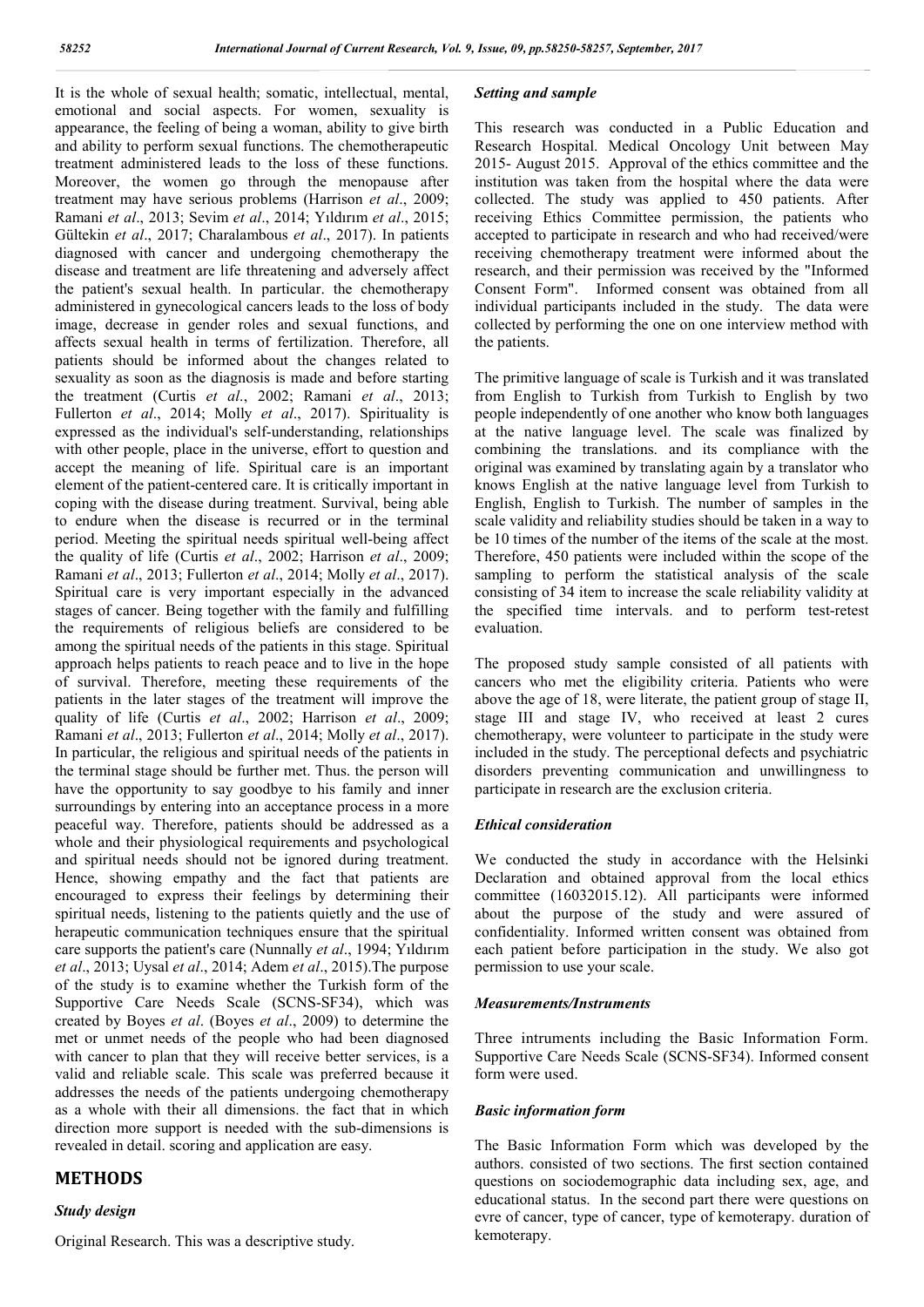It is the whole of sexual health; somatic, intellectual, mental, emotional and social aspects. For women, sexuality is appearance, the feeling of being a woman, ability to give birth and ability to perform sexual functions. The chemotherapeutic treatment administered leads to the loss of these functions. Moreover, the women go through the menopause after treatment may have serious problems (Harrison *et al*., 2009; Ramani *et al*., 2013; Sevim *et al*., 2014; Yıldırım *et al*., 2015; Gültekin *et al*., 2017; Charalambous *et al*., 2017). In patients diagnosed with cancer and undergoing chemotherapy the disease and treatment are life threatening and adversely affect the patient's sexual health. In particular. the chemotherapy administered in gynecological cancers leads to the loss of body image, decrease in gender roles and sexual functions, and affects sexual health in terms of fertilization. Therefore, all patients should be informed about the changes related to sexuality as soon as the diagnosis is made and before starting the treatment (Curtis *et al*., 2002; Ramani *et al*., 2013; Fullerton *et al*., 2014; Molly *et al*., 2017). Spirituality is expressed as the individual's self-understanding, relationships with other people, place in the universe, effort to question and accept the meaning of life. Spiritual care is an important element of the patient-centered care. It is critically important in coping with the disease during treatment. Survival, being able to endure when the disease is recurred or in the terminal period. Meeting the spiritual needs spiritual well-being affect the quality of life (Curtis *et al*., 2002; Harrison *et al*., 2009; Ramani *et al*., 2013; Fullerton *et al*., 2014; Molly *et al*., 2017). Spiritual care is very important especially in the advanced stages of cancer. Being together with the family and fulfilling the requirements of religious beliefs are considered to be among the spiritual needs of the patients in this stage. Spiritual approach helps patients to reach peace and to live in the hope of survival. Therefore, meeting these requirements of the patients in the later stages of the treatment will improve the quality of life (Curtis *et al*., 2002; Harrison *et al*., 2009; Ramani *et al*., 2013; Fullerton *et al*., 2014; Molly *et al*., 2017). In particular, the religious and spiritual needs of the patients in the terminal stage should be further met. Thus. the person will have the opportunity to say goodbye to his family and inner surroundings by entering into an acceptance process in a more peaceful way. Therefore, patients should be addressed as a whole and their physiological requirements and psychological and spiritual needs should not be ignored during treatment. Hence, showing empathy and the fact that patients are encouraged to express their feelings by determining their spiritual needs, listening to the patients quietly and the use of herapeutic communication techniques ensure that the spiritual care supports the patient's care (Nunnally *et al*., 1994; Yıldırım *et al*., 2013; Uysal *et al*., 2014; Adem *et al*., 2015).The purpose of the study is to examine whether the Turkish form of the Supportive Care Needs Scale (SCNS-SF34), which was created by Boyes *et al*. (Boyes *et al*., 2009) to determine the met or unmet needs of the people who had been diagnosed with cancer to plan that they will receive better services, is a valid and reliable scale. This scale was preferred because it addresses the needs of the patients undergoing chemotherapy as a whole with their all dimensions. the fact that in which direction more support is needed with the sub-dimensions is revealed in detail. scoring and application are easy.

## METHODS

### *Study design*

Original Research. This was a descriptive study.

### *Setting and sample*

This research was conducted in a Public Education and Research Hospital. Medical Oncology Unit between May 2015- August 2015. Approval of the ethics committee and the institution was taken from the hospital where the data were collected. The study was applied to 450 patients. After receiving Ethics Committee permission, the patients who accepted to participate in research and who had received/were receiving chemotherapy treatment were informed about the research, and their permission was received by the "Informed Consent Form". Informed consent was obtained from all individual participants included in the study. The data were collected by performing the one on one interview method with the patients.

The primitive language of scale is Turkish and it was translated from English to Turkish from Turkish to English by two people independently of one another who know both languages at the native language level. The scale was finalized by combining the translations. and its compliance with the original was examined by translating again by a translator who knows English at the native language level from Turkish to English, English to Turkish. The number of samples in the scale validity and reliability studies should be taken in a way to be 10 times of the number of the items of the scale at the most. Therefore, 450 patients were included within the scope of the sampling to perform the statistical analysis of the scale consisting of 34 item to increase the scale reliability validity at the specified time intervals. and to perform test-retest evaluation.

The proposed study sample consisted of all patients with cancers who met the eligibility criteria. Patients who were above the age of 18, were literate, the patient group of stage II, stage III and stage IV, who received at least 2 cures chemotherapy, were volunteer to participate in the study were included in the study. The perceptional defects and psychiatric disorders preventing communication and unwillingness to participate in research are the exclusion criteria.

### *Ethical consideration*

We conducted the study in accordance with the Helsinki Declaration and obtained approval from the local ethics committee (16032015.12). All participants were informed about the purpose of the study and were assured of confidentiality. Informed written consent was obtained from each patient before participation in the study. We also got permission to use your scale.

### *Measurements/Instruments*

Three intruments including the Basic Information Form. Supportive Care Needs Scale (SCNS-SF34). Informed consent form were used.

### *Basic information form*

The Basic Information Form which was developed by the authors. consisted of two sections. The first section contained questions on sociodemographic data including sex, age, and educational status. In the second part there were questions on evre of cancer, type of cancer, type of kemoterapy. duration of kemoterapy.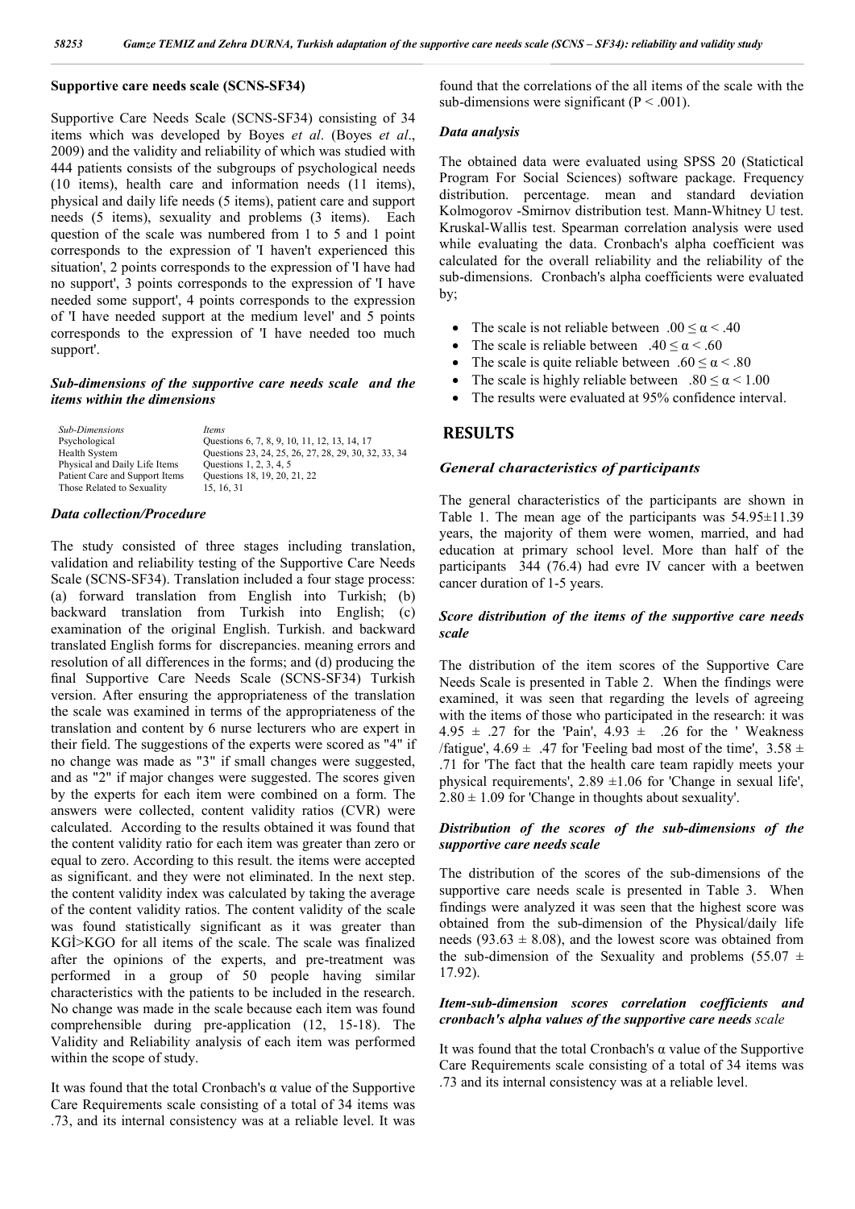### Supportive care needs scale (SCNS-SF34)

Supportive Care Needs Scale (SCNS-SF34) consisting of 34 items which was developed by Boyes *et al*. (Boyes *et al*., 2009) and the validity and reliability of which was studied with 444 patients consists of the subgroups of psychological needs (10 items), health care and information needs (11 items), physical and daily life needs (5 items), patient care and support needs (5 items), sexuality and problems (3 items). Each question of the scale was numbered from 1 to 5 and 1 point corresponds to the expression of 'I haven't experienced this situation', 2 points corresponds to the expression of 'I have had no support', 3 points corresponds to the expression of 'I have needed some support', 4 points corresponds to the expression of 'I have needed support at the medium level' and 5 points corresponds to the expression of 'I have needed too much support'.

### *Sub-dimensions of the supportive care needs scale and the items within the dimensions*

| *Sub-Dimensions* | *Items* |
|---|---|
| Psychological | Questions 6, 7, 8, 9, 10, 11, 12, 13, 14, 17 |
| Health System | Questions 23, 24, 25, 26, 27, 28, 29, 30, 32, 33, 34 |
| Physical and Daily Life Items | Questions 1, 2, 3, 4, 5 |
| Patient Care and Support Items | Questions 18, 19, 20, 21, 22 |
| Those Related to Sexuality | 15, 16, 31 |

### *Data collection/Procedure*

The study consisted of three stages including translation, validation and reliability testing of the Supportive Care Needs Scale (SCNS-SF34). Translation included a four stage process: (a) forward translation from English into Turkish; (b) backward translation from Turkish into English; (c) examination of the original English. Turkish. and backward translated English forms for discrepancies. meaning errors and resolution of all differences in the forms; and (d) producing the final Supportive Care Needs Scale (SCNS-SF34) Turkish version. After ensuring the appropriateness of the translation the scale was examined in terms of the appropriateness of the translation and content by 6 nurse lecturers who are expert in their field. The suggestions of the experts were scored as "4" if no change was made as "3" if small changes were suggested, and as "2" if major changes were suggested. The scores given by the experts for each item were combined on a form. The answers were collected, content validity ratios (CVR) were calculated. According to the results obtained it was found that the content validity ratio for each item was greater than zero or equal to zero. According to this result. the items were accepted as significant. and they were not eliminated. In the next step. the content validity index was calculated by taking the average of the content validity ratios. The content validity of the scale was found statistically significant as it was greater than KGİ>KGO for all items of the scale. The scale was finalized after the opinions of the experts, and pre-treatment was performed in a group of 50 people having similar characteristics with the patients to be included in the research. No change was made in the scale because each item was found comprehensible during pre-application (12, 15-18). The Validity and Reliability analysis of each item was performed within the scope of study.

It was found that the total Cronbach's α value of the Supportive Care Requirements scale consisting of a total of 34 items was .73, and its internal consistency was at a reliable level. It was found that the correlations of the all items of the scale with the sub-dimensions were significant ($P < .001$).

### *Data analysis*

The obtained data were evaluated using SPSS 20 (Statictical Program For Social Sciences) software package. Frequency distribution. percentage. mean and standard deviation Kolmogorov -Smirnov distribution test. Mann-Whitney U test. Kruskal-Wallis test. Spearman correlation analysis were used while evaluating the data. Cronbach's alpha coefficient was calculated for the overall reliability and the reliability of the sub-dimensions. Cronbach's alpha coefficients were evaluated by;

- The scale is not reliable between $.00 \leq \alpha < .40$
- The scale is reliable between $.40 \leq \alpha < .60$
- The scale is quite reliable between $.60 \leq \alpha < .80$
- The scale is highly reliable between $.80 \leq \alpha < 1.00$
- The results were evaluated at 95% confidence interval.

## RESULTS

### *General characteristics of participants*

The general characteristics of the participants are shown in Table 1. The mean age of the participants was 54.95±11.39 years, the majority of them were women, married, and had education at primary school level. More than half of the participants 344 (76.4) had evre IV cancer with a beetwen cancer duration of 1-5 years.

### *Score distribution of the items of the supportive care needs scale*

The distribution of the item scores of the Supportive Care Needs Scale is presented in Table 2. When the findings were examined, it was seen that regarding the levels of agreeing with the items of those who participated in the research: it was 4.95 ± .27 for the 'Pain', 4.93 ± .26 for the ' Weakness /fatigue', 4.69 ± .47 for 'Feeling bad most of the time', 3.58 ± .71 for 'The fact that the health care team rapidly meets your physical requirements', 2.89 ±1.06 for 'Change in sexual life', 2.80 ± 1.09 for 'Change in thoughts about sexuality'.

### *Distribution of the scores of the sub-dimensions of the supportive care needs scale*

The distribution of the scores of the sub-dimensions of the supportive care needs scale is presented in Table 3. When findings were analyzed it was seen that the highest score was obtained from the sub-dimension of the Physical/daily life needs (93.63 ± 8.08), and the lowest score was obtained from the sub-dimension of the Sexuality and problems (55.07 ± 17.92).

### *Item-sub-dimension scores correlation coefficients and cronbach's alpha values of the supportive care needs scale*

It was found that the total Cronbach's α value of the Supportive Care Requirements scale consisting of a total of 34 items was .73 and its internal consistency was at a reliable level.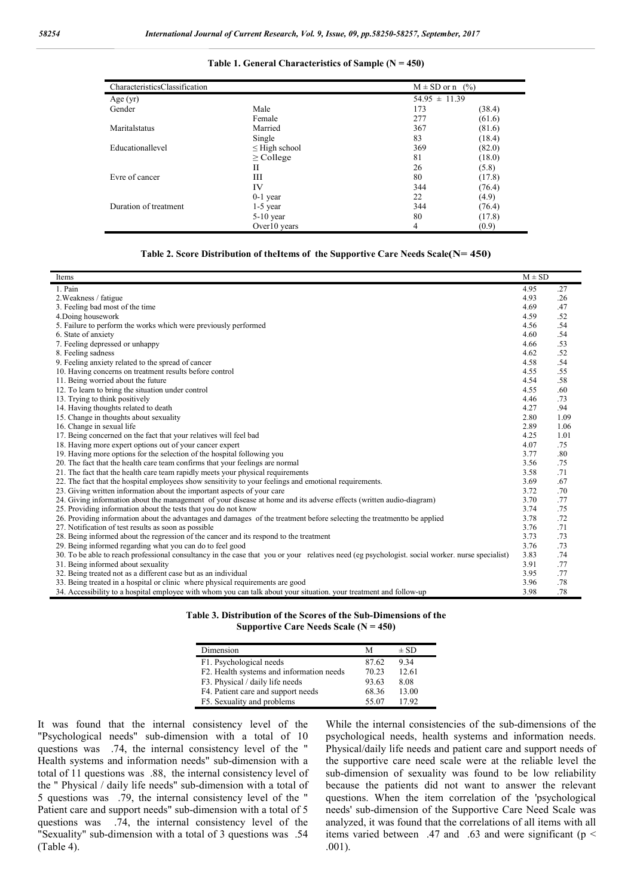**Table 1. General Characteristics of Sample (N = 450)**

| CharacteristicsClassification | | M ± SD or n | (%) |
|---|---|---|---|
| Age (yr) | | 54.95 ± 11.39 | |
| Gender | Male | 173 | (38.4) |
| | Female | 277 | (61.6) |
| Maritalstatus | Married | 367 | (81.6) |
| | Single | 83 | (18.4) |
| Educationallevel | ≤ High school | 369 | (82.0) |
| | ≥ College | 81 | (18.0) |
| Evre of cancer | II | 26 | (5.8) |
| | III | 80 | (17.8) |
| | IV | 344 | (76.4) |
| Duration of treatment | 0-1 year | 22 | (4.9) |
| | 1-5 year | 344 | (76.4) |
| | 5-10 year | 80 | (17.8) |
| | Over10 years | 4 | (0.9) |

**Table 2. Score Distribution of theItems of the Supportive Care Needs Scale(N= 450)**

| Items | M ± SD | |
|---|---|---|
| 1. Pain | 4.95 | .27 |
| 2.Weakness / fatigue | 4.93 | .26 |
| 3. Feeling bad most of the time | 4.69 | .47 |
| 4.Doing housework | 4.59 | .52 |
| 5. Failure to perform the works which were previously performed | 4.56 | .54 |
| 6. State of anxiety | 4.60 | .54 |
| 7. Feeling depressed or unhappy | 4.66 | .53 |
| 8. Feeling sadness | 4.62 | .52 |
| 9. Feeling anxiety related to the spread of cancer | 4.58 | .54 |
| 10. Having concerns on treatment results before control | 4.55 | .55 |
| 11. Being worried about the future | 4.54 | .58 |
| 12. To learn to bring the situation under control | 4.55 | .60 |
| 13. Trying to think positively | 4.46 | .73 |
| 14. Having thoughts related to death | 4.27 | .94 |
| 15. Change in thoughts about sexuality | 2.80 | 1.09 |
| 16. Change in sexual life | 2.89 | 1.06 |
| 17. Being concerned on the fact that your relatives will feel bad | 4.25 | 1.01 |
| 18. Having more expert options out of your cancer expert | 4.07 | .75 |
| 19. Having more options for the selection of the hospital following you | 3.77 | .80 |
| 20. The fact that the health care team confirms that your feelings are normal | 3.56 | .75 |
| 21. The fact that the health care team rapidly meets your physical requirements | 3.58 | .71 |
| 22. The fact that the hospital employees show sensitivity to your feelings and emotional requirements. | 3.69 | .67 |
| 23. Giving written information about the important aspects of your care | 3.72 | .70 |
| 24. Giving information about the management of your disease at home and its adverse effects (written audio-diagram) | 3.70 | .77 |
| 25. Providing information about the tests that you do not know | 3.74 | .75 |
| 26. Providing information about the advantages and damages of the treatment before selecting the treatmentto be applied | 3.78 | .72 |
| 27. Notification of test results as soon as possible | 3.76 | .71 |
| 28. Being informed about the regression of the cancer and its respond to the treatment | 3.73 | .73 |
| 29. Being informed regarding what you can do to feel good | 3.76 | .73 |
| 30. To be able to reach professional consultancy in the case that you or your relatives need (eg psychologist. social worker. nurse specialist) | 3.83 | .74 |
| 31. Being informed about sexuality | 3.91 | .77 |
| 32. Being treated not as a different case but as an individual | 3.95 | .77 |
| 33. Being treated in a hospital or clinic where physical requirements are good | 3.96 | .78 |
| 34. Accessibility to a hospital employee with whom you can talk about your situation. your treatment and follow-up | 3.98 | .78 |

**Table 3. Distribution of the Scores of the Sub-Dimensions of the Supportive Care Needs Scale (N = 450)**

| Dimension | M | ± SD |
|---|---|---|
| F1. Psychological needs | 87.62 | 9.34 |
| F2. Health systems and information needs | 70.23 | 12.61 |
| F3. Physical / daily life needs | 93.63 | 8.08 |
| F4. Patient care and support needs | 68.36 | 13.00 |
| F5. Sexuality and problems | 55.07 | 17.92 |

It was found that the internal consistency level of the "Psychological needs" sub-dimension with a total of 10 questions was .74, the internal consistency level of the " Health systems and information needs" sub-dimension with a total of 11 questions was .88, the internal consistency level of the " Physical / daily life needs" sub-dimension with a total of 5 questions was .79, the internal consistency level of the " Patient care and support needs" sub-dimension with a total of 5 questions was .74, the internal consistency level of the "Sexuality" sub-dimension with a total of 3 questions was .54 (Table 4).

While the internal consistencies of the sub-dimensions of the psychological needs, health systems and information needs. Physical/daily life needs and patient care and support needs of the supportive care need scale were at the reliable level the sub-dimension of sexuality was found to be low reliability because the patients did not want to answer the relevant questions. When the item correlation of the 'psychological needs' sub-dimension of the Supportive Care Need Scale was analyzed, it was found that the correlations of all items with all items varied between .47 and .63 and were significant ($p < .001$).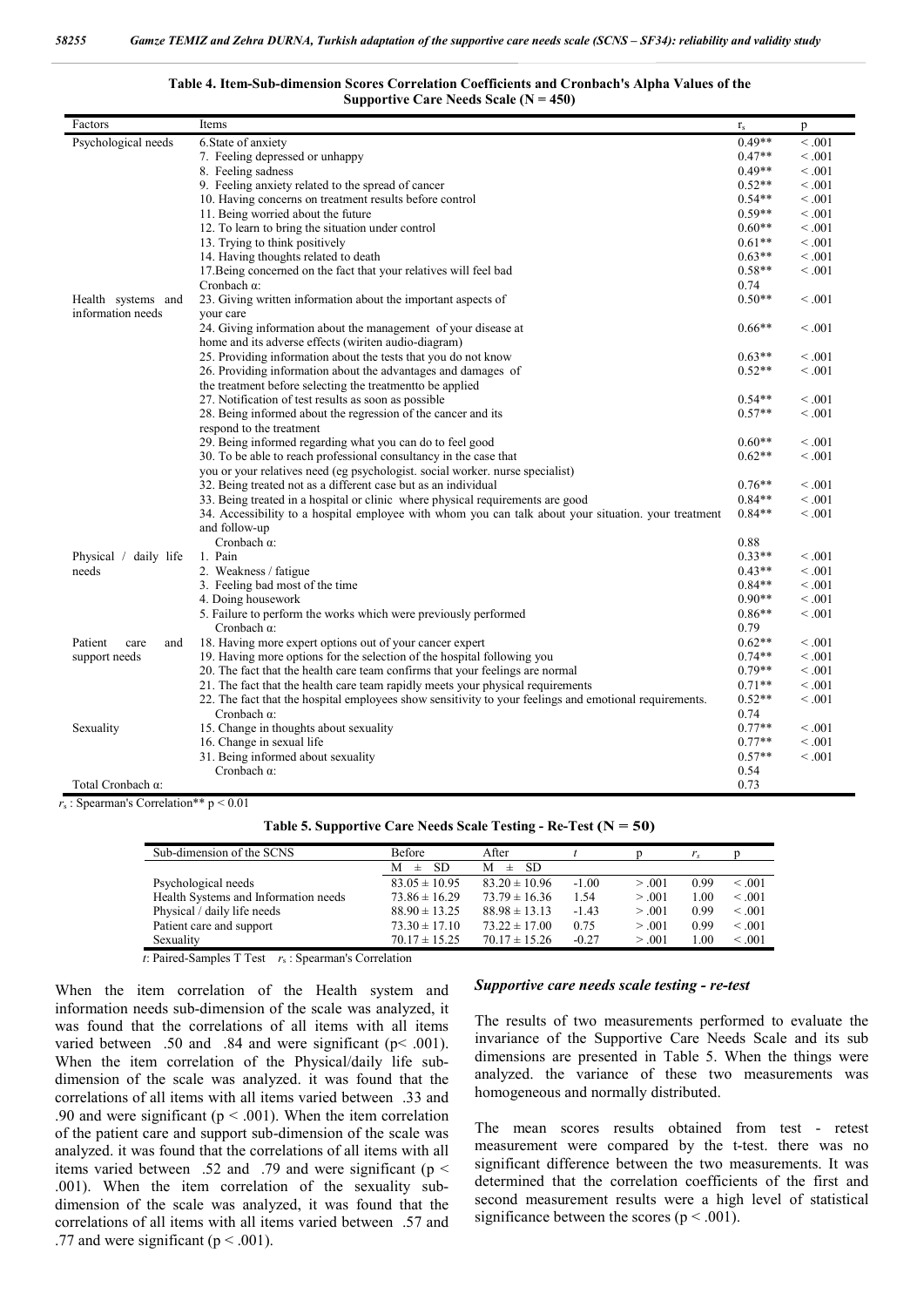**Table 4. Item-Sub-dimension Scores Correlation Coefficients and Cronbach's Alpha Values of the Supportive Care Needs Scale (N = 450)**

| Factors | Items | $r_s$ | p |
|---|---|---|---|
| Psychological needs | 6.State of anxiety | 0.49** | < .001 |
| | 7. Feeling depressed or unhappy | 0.47** | < .001 |
| | 8. Feeling sadness | 0.49** | < .001 |
| | 9. Feeling anxiety related to the spread of cancer | 0.52** | < .001 |
| | 10. Having concerns on treatment results before control | 0.54** | < .001 |
| | 11. Being worried about the future | 0.59** | < .001 |
| | 12. To learn to bring the situation under control | 0.60** | < .001 |
| | 13. Trying to think positively | 0.61** | < .001 |
| | 14. Having thoughts related to death | 0.63** | < .001 |
| | 17.Being concerned on the fact that your relatives will feel bad | 0.58** | < .001 |
| | Cronbach α: | 0.74 | |
| Health systems and information needs | 23. Giving written information about the important aspects of your care | 0.50** | < .001 |
| | 24. Giving information about the management of your disease at home and its adverse effects (wiriten audio-diagram) | 0.66** | < .001 |
| | 25. Providing information about the tests that you do not know | 0.63** | < .001 |
| | 26. Providing information about the advantages and damages of the treatment before selecting the treatmentto be applied | 0.52** | < .001 |
| | 27. Notification of test results as soon as possible | 0.54** | < .001 |
| | 28. Being informed about the regression of the cancer and its respond to the treatment | 0.57** | < .001 |
| | 29. Being informed regarding what you can do to feel good | 0.60** | < .001 |
| | 30. To be able to reach professional consultancy in the case that you or your relatives need (eg psychologist. social worker. nurse specialist) | 0.62** | < .001 |
| | 32. Being treated not as a different case but as an individual | 0.76** | < .001 |
| | 33. Being treated in a hospital or clinic where physical requirements are good | 0.84** | < .001 |
| | 34. Accessibility to a hospital employee with whom you can talk about your situation. your treatment and follow-up | 0.84** | < .001 |
| | Cronbach α: | 0.88 | |
| Physical / daily life needs | 1. Pain | 0.33** | < .001 |
| | 2. Weakness / fatigue | 0.43** | < .001 |
| | 3. Feeling bad most of the time | 0.84** | < .001 |
| | 4. Doing housework | 0.90** | < .001 |
| | 5. Failure to perform the works which were previously performed | 0.86** | < .001 |
| | Cronbach α: | 0.79 | |
| Patient care and support needs | 18. Having more expert options out of your cancer expert | 0.62** | < .001 |
| | 19. Having more options for the selection of the hospital following you | 0.74** | < .001 |
| | 20. The fact that the health care team confirms that your feelings are normal | 0.79** | < .001 |
| | 21. The fact that the health care team rapidly meets your physical requirements | 0.71** | < .001 |
| | 22. The fact that the hospital employees show sensitivity to your feelings and emotional requirements. | 0.52** | < .001 |
| | Cronbach α: | 0.74 | |
| Sexuality | 15. Change in thoughts about sexuality | 0.77** | < .001 |
| | 16. Change in sexual life | 0.77** | < .001 |
| | 31. Being informed about sexuality | 0.57** | < .001 |
| | Cronbach α: | 0.54 | |
| Total Cronbach α: | | 0.73 | |

$r_s$ : Spearman's Correlation** p < 0.01

**Table 5. Supportive Care Needs Scale Testing - Re-Test (N = 50)**

| Sub-dimension of the SCNS | Before | After | $t$ | p | $r_s$ | p |
|---|---|---|---|---|---|---|
| | M ± SD | M ± SD | | | | |
| Psychological needs | 83.05 ± 10.95 | 83.20 ± 10.96 | -1.00 | > .001 | 0.99 | < .001 |
| Health Systems and Information needs | 73.86 ± 16.29 | 73.79 ± 16.36 | 1.54 | > .001 | 1.00 | < .001 |
| Physical / daily life needs | 88.90 ± 13.25 | 88.98 ± 13.13 | -1.43 | > .001 | 0.99 | < .001 |
| Patient care and support | 73.30 ± 17.10 | 73.22 ± 17.00 | 0.75 | > .001 | 0.99 | < .001 |
| Sexuality | 70.17 ± 15.25 | 70.17 ± 15.26 | -0.27 | > .001 | 1.00 | < .001 |

$t$: Paired-Samples T Test $r_s$ : Spearman's Correlation

When the item correlation of the Health system and information needs sub-dimension of the scale was analyzed, it was found that the correlations of all items with all items varied between .50 and .84 and were significant (p< .001). When the item correlation of the Physical/daily life sub-dimension of the scale was analyzed. it was found that the correlations of all items with all items varied between .33 and .90 and were significant (p < .001). When the item correlation of the patient care and support sub-dimension of the scale was analyzed. it was found that the correlations of all items with all items varied between .52 and .79 and were significant (p < .001). When the item correlation of the sexuality sub-dimension of the scale was analyzed, it was found that the correlations of all items with all items varied between .57 and .77 and were significant (p < .001).

### *Supportive care needs scale testing - re-test*

The results of two measurements performed to evaluate the invariance of the Supportive Care Needs Scale and its sub dimensions are presented in Table 5. When the things were analyzed. the variance of these two measurements was homogeneous and normally distributed.

The mean scores results obtained from test - retest measurement were compared by the t-test. there was no significant difference between the two measurements. It was determined that the correlation coefficients of the first and second measurement results were a high level of statistical significance between the scores (p < .001).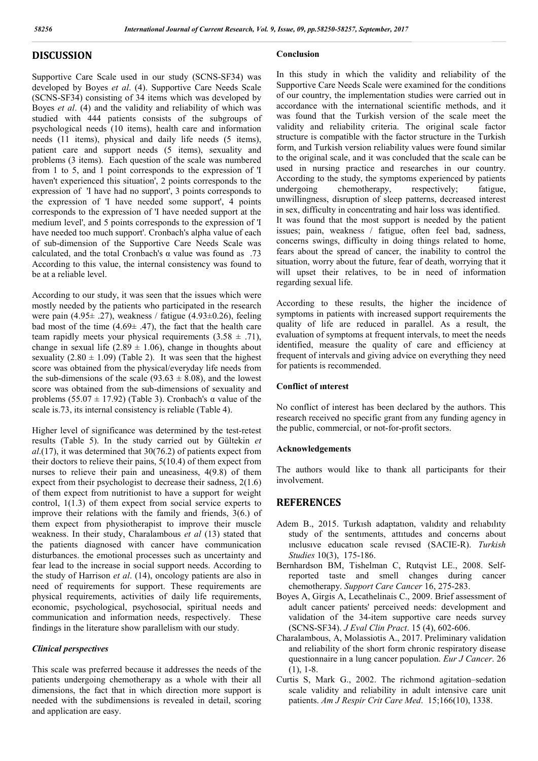## DISCUSSION

Supportive Care Scale used in our study (SCNS-SF34) was developed by Boyes *et al*. (4). Supportive Care Needs Scale (SCNS-SF34) consisting of 34 items which was developed by Boyes *et al*. (4) and the validity and reliability of which was studied with 444 patients consists of the subgroups of psychological needs (10 items), health care and information needs (11 items), physical and daily life needs (5 items), patient care and support needs (5 items), sexuality and problems (3 items). Each question of the scale was numbered from 1 to 5, and 1 point corresponds to the expression of 'I haven't experienced this situation', 2 points corresponds to the expression of 'I have had no support', 3 points corresponds to the expression of 'I have needed some support', 4 points corresponds to the expression of 'I have needed support at the medium level', and 5 points corresponds to the expression of 'I have needed too much support'. Cronbach's alpha value of each of sub-dimension of the Supportive Care Needs Scale was calculated, and the total Cronbach's α value was found as .73 According to this value, the internal consistency was found to be at a reliable level.

According to our study, it was seen that the issues which were mostly needed by the patients who participated in the research were pain (4.95± .27), weakness / fatigue (4.93±0.26), feeling bad most of the time (4.69± .47), the fact that the health care team rapidly meets your physical requirements (3.58 ± .71), change in sexual life (2.89 ± 1.06), change in thoughts about sexuality (2.80 ± 1.09) (Table 2). It was seen that the highest score was obtained from the physical/everyday life needs from the sub-dimensions of the scale (93.63 ± 8.08), and the lowest score was obtained from the sub-dimensions of sexuality and problems (55.07 ± 17.92) (Table 3). Cronbach's α value of the scale is.73, its internal consistency is reliable (Table 4).

Higher level of significance was determined by the test-retest results (Table 5). In the study carried out by Gültekin *et al*.(17), it was determined that 30(76.2) of patients expect from their doctors to relieve their pains, 5(10.4) of them expect from nurses to relieve their pain and uneasiness, 4(9.8) of them expect from their psychologist to decrease their sadness, 2(1.6) of them expect from nutritionist to have a support for weight control, 1(1.3) of them expect from social service experts to improve their relations with the family and friends, 3(6.) of them expect from physiotherapist to improve their muscle weakness. In their study, Charalambous *et al* (13) stated that the patients diagnosed with cancer have communication disturbances. the emotional processes such as uncertainty and fear lead to the increase in social support needs. According to the study of Harrison *et al*. (14), oncology patients are also in need of requirements for support. These requirements are physical requirements, activities of daily life requirements, economic, psychological, psychosocial, spiritual needs and communication and information needs, respectively. These findings in the literature show parallelism with our study.

### *Clinical perspectives*

This scale was preferred because it addresses the needs of the patients undergoing chemotherapy as a whole with their all dimensions, the fact that in which direction more support is needed with the subdimensions is revealed in detail, scoring and application are easy.

### Conclusion

In this study in which the validity and reliability of the Supportive Care Needs Scale were examined for the conditions of our country, the implementation studies were carried out in accordance with the international scientific methods, and it was found that the Turkish version of the scale meet the validity and reliability criteria. The original scale factor structure is compatible with the factor structure in the Turkish form, and Turkish version reliability values were found similar to the original scale, and it was concluded that the scale can be used in nursing practice and researches in our country. According to the study, the symptoms experienced by patients undergoing chemotherapy, respectively; fatigue, unwillingness, disruption of sleep patterns, decreased interest in sex, difficulty in concentrating and hair loss was identified. It was found that the most support is needed by the patient issues; pain, weakness / fatigue, often feel bad, sadness, concerns swings, difficulty in doing things related to home, fears about the spread of cancer, the inability to control the situation, worry about the future, fear of death, worrying that it will upset their relatives, to be in need of information regarding sexual life.

According to these results, the higher the incidence of symptoms in patients with increased support requirements the quality of life are reduced in parallel. As a result, the evaluation of symptoms at frequent intervals, to meet the needs identified, measure the quality of care and efficiency at frequent of intervals and giving advice on everything they need for patients is recommended.

### Conflict of ınterest

No conflict of interest has been declared by the authors. This research received no specific grant from any funding agency in the public, commercial, or not-for-profit sectors.

### Acknowledgements

The authors would like to thank all participants for their involvement.

## REFERENCES

Adem B., 2015. Turkısh adaptatıon, valıdıty and relıabılıty study of the sentıments, attıtudes and concerns about ınclusıve educatıon scale revısed (SACIE-R). *Turkish Studies* 10(3), 175-186.

Bernhardson BM, Tishelman C, Rutqvist LE., 2008. Self-reported taste and smell changes during cancer chemotherapy. *Support Care Cancer* 16, 275-283.

Boyes A, Girgis A, Lecathelinais C., 2009. Brief assessment of adult cancer patients' perceived needs: development and validation of the 34-item supportive care needs survey (SCNS-SF34). *J Eval Clin Pract*. 15 (4), 602-606.

Charalambous, A, Molassiotis A., 2017. Preliminary validation and reliability of the short form chronic respiratory disease questionnaire in a lung cancer population. *Eur J Cancer*. 26 (1), 1-8.

Curtis S, Mark G., 2002. The richmond agitation–sedation scale validity and reliability in adult intensive care unit patients. *Am J Respir Crit Care Med*. 15;166(10), 1338.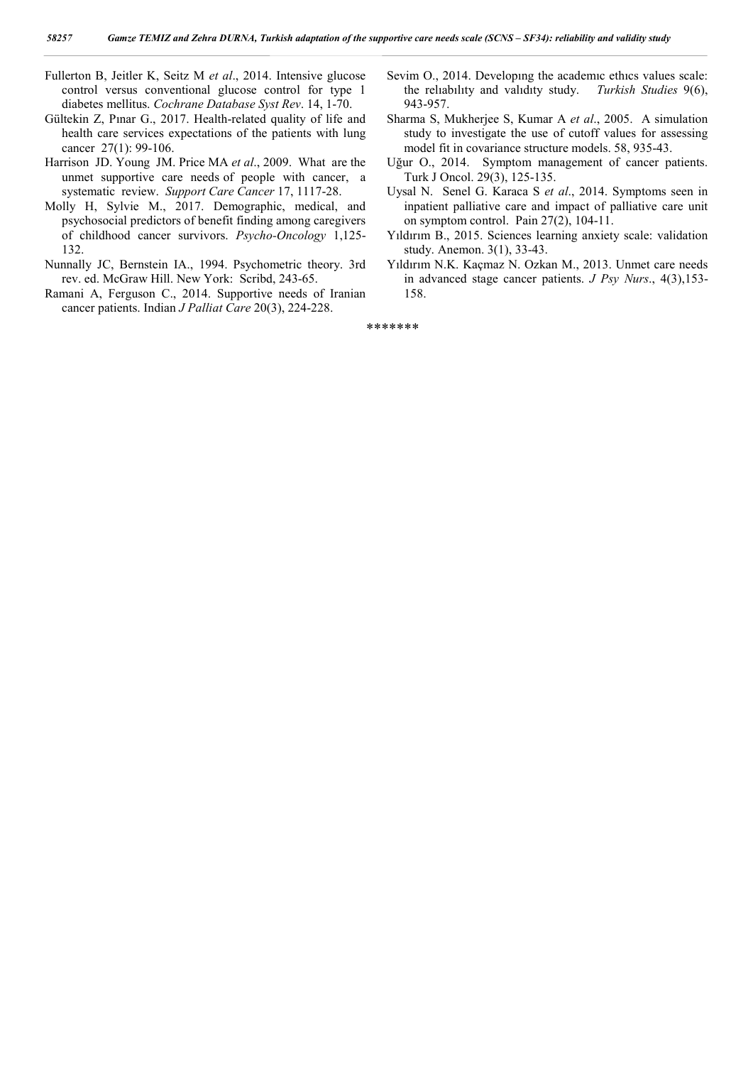Fullerton B, Jeitler K, Seitz M *et al*., 2014. Intensive glucose control versus conventional glucose control for type 1 diabetes mellitus. *Cochrane Database Syst Rev*. 14, 1-70.

Gültekin Z, Pınar G., 2017. Health-related quality of life and health care services expectations of the patients with lung cancer 27(1): 99-106.

Harrison JD. Young JM. Price MA *et al*., 2009. What are the unmet supportive care needs of people with cancer, a systematic review. *Support Care Cancer* 17, 1117-28.

Molly H, Sylvie M., 2017. Demographic, medical, and psychosocial predictors of benefit finding among caregivers of childhood cancer survivors. *Psycho-Oncology* 1,125-132.

Nunnally JC, Bernstein IA., 1994. Psychometric theory. 3rd rev. ed. McGraw Hill. New York: Scribd, 243-65.

Ramani A, Ferguson C., 2014. Supportive needs of Iranian cancer patients. Indian *J Palliat Care* 20(3), 224-228.

Sevim O., 2014. Developıng the academıc ethıcs values scale: the relıabılıty and valıdıty study. *Turkish Studies* 9(6), 943-957.

Sharma S, Mukherjee S, Kumar A *et al*., 2005. A simulation study to investigate the use of cutoff values for assessing model fit in covariance structure models. 58, 935-43.

Uğur O., 2014. Symptom management of cancer patients. Turk J Oncol. 29(3), 125-135.

Uysal N. Senel G. Karaca S *et al*., 2014. Symptoms seen in inpatient palliative care and impact of palliative care unit on symptom control. Pain 27(2), 104-11.

Yıldırım B., 2015. Sciences learning anxiety scale: validation study. Anemon. 3(1), 33-43.

Yıldırım N.K. Kaçmaz N. Ozkan M., 2013. Unmet care needs in advanced stage cancer patients. *J Psy Nurs*., 4(3),153-158.

*******